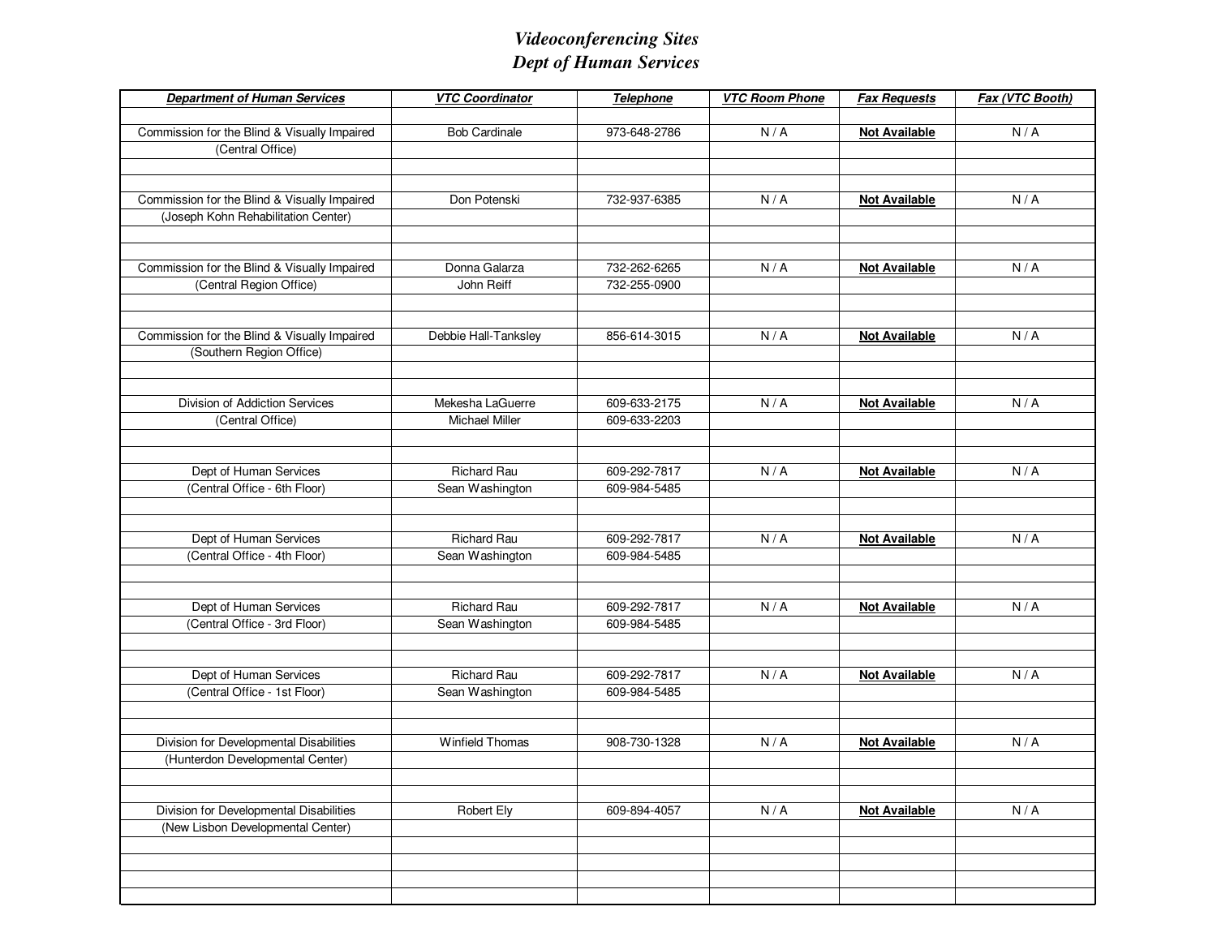# *Videoconferencing Sites*
# *Dept of Human Services*

| ***Department of Human Services*** | ***VTC Coordinator*** | ***Telephone*** | ***VTC Room Phone*** | ***Fax Requests*** | ***Fax (VTC Booth)*** |
|---|---|---|---|---|---|
| Commission for the Blind & Visually Impaired | Bob Cardinale | 973-648-2786 | N / A | **Not Available** | N / A |
| (Central Office) | | | | | |
| Commission for the Blind & Visually Impaired | Don Potenski | 732-937-6385 | N / A | **Not Available** | N / A |
| (Joseph Kohn Rehabilitation Center) | | | | | |
| Commission for the Blind & Visually Impaired | Donna Galarza | 732-262-6265 | N / A | **Not Available** | N / A |
| (Central Region Office) | John Reiff | 732-255-0900 | | | |
| Commission for the Blind & Visually Impaired | Debbie Hall-Tanksley | 856-614-3015 | N / A | **Not Available** | N / A |
| (Southern Region Office) | | | | | |
| Division of Addiction Services | Mekesha LaGuerre | 609-633-2175 | N / A | **Not Available** | N / A |
| (Central Office) | Michael Miller | 609-633-2203 | | | |
| Dept of Human Services | Richard Rau | 609-292-7817 | N / A | **Not Available** | N / A |
| (Central Office - 6th Floor) | Sean Washington | 609-984-5485 | | | |
| Dept of Human Services | Richard Rau | 609-292-7817 | N / A | **Not Available** | N / A |
| (Central Office - 4th Floor) | Sean Washington | 609-984-5485 | | | |
| Dept of Human Services | Richard Rau | 609-292-7817 | N / A | **Not Available** | N / A |
| (Central Office - 3rd Floor) | Sean Washington | 609-984-5485 | | | |
| Dept of Human Services | Richard Rau | 609-292-7817 | N / A | **Not Available** | N / A |
| (Central Office - 1st Floor) | Sean Washington | 609-984-5485 | | | |
| Division for Developmental Disabilities | Winfield Thomas | 908-730-1328 | N / A | **Not Available** | N / A |
| (Hunterdon Developmental Center) | | | | | |
| Division for Developmental Disabilities | Robert Ely | 609-894-4057 | N / A | **Not Available** | N / A |
| (New Lisbon Developmental Center) | | | | | |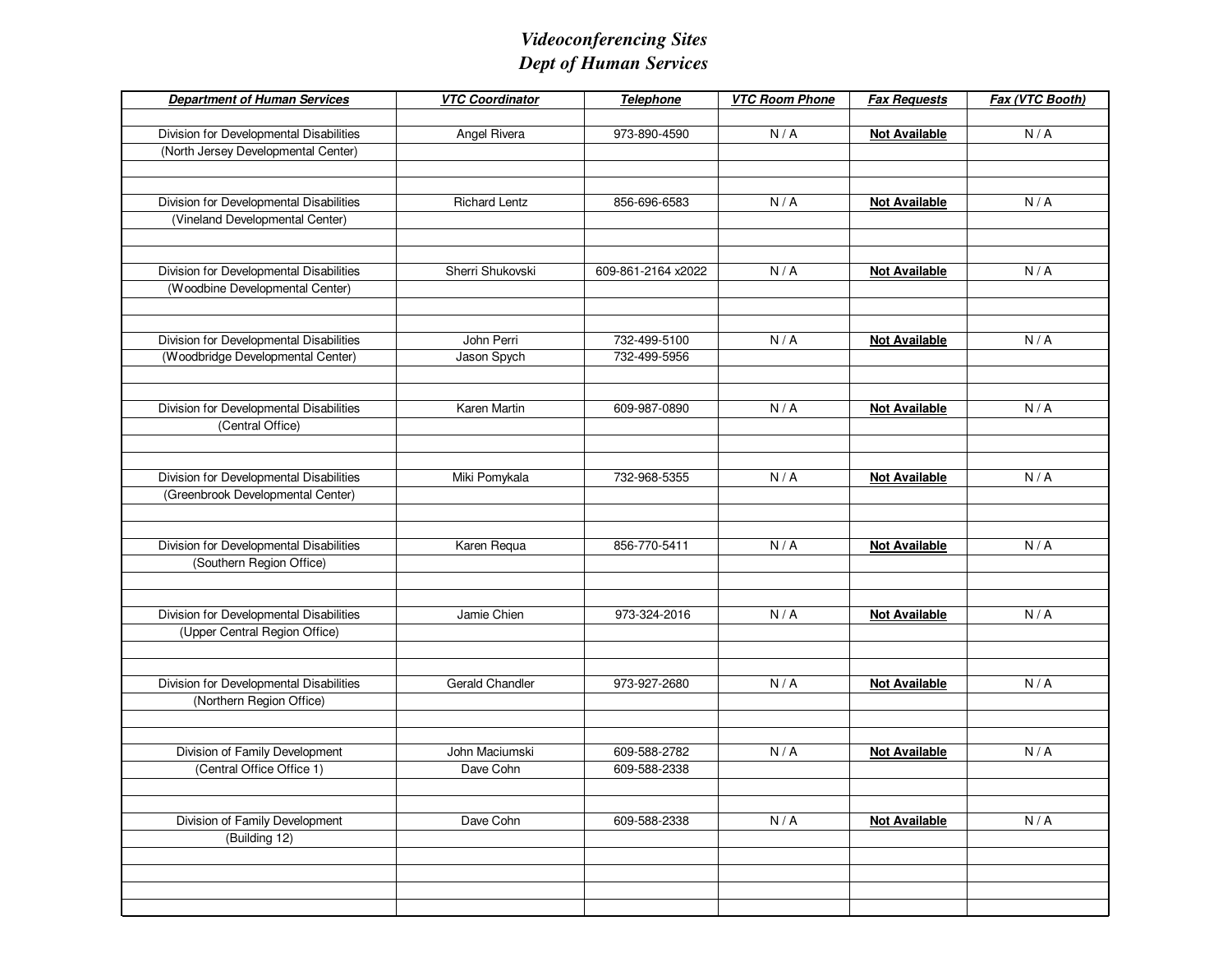# *Videoconferencing Sites*
## *Dept of Human Services*

| ***Department of Human Services*** | ***VTC Coordinator*** | ***Telephone*** | ***VTC Room Phone*** | ***Fax Requests*** | ***Fax (VTC Booth)*** |
|---|---|---|---|---|---|
| Division for Developmental Disabilities | Angel Rivera | 973-890-4590 | N / A | **Not Available** | N / A |
| (North Jersey Developmental Center) | | | | | |
| Division for Developmental Disabilities | Richard Lentz | 856-696-6583 | N / A | **Not Available** | N / A |
| (Vineland Developmental Center) | | | | | |
| Division for Developmental Disabilities | Sherri Shukovski | 609-861-2164 x2022 | N / A | **Not Available** | N / A |
| (Woodbine Developmental Center) | | | | | |
| Division for Developmental Disabilities | John Perri | 732-499-5100 | N / A | **Not Available** | N / A |
| (Woodbridge Developmental Center) | Jason Spych | 732-499-5956 | | | |
| Division for Developmental Disabilities | Karen Martin | 609-987-0890 | N / A | **Not Available** | N / A |
| (Central Office) | | | | | |
| Division for Developmental Disabilities | Miki Pomykala | 732-968-5355 | N / A | **Not Available** | N / A |
| (Greenbrook Developmental Center) | | | | | |
| Division for Developmental Disabilities | Karen Requa | 856-770-5411 | N / A | **Not Available** | N / A |
| (Southern Region Office) | | | | | |
| Division for Developmental Disabilities | Jamie Chien | 973-324-2016 | N / A | **Not Available** | N / A |
| (Upper Central Region Office) | | | | | |
| Division for Developmental Disabilities | Gerald Chandler | 973-927-2680 | N / A | **Not Available** | N / A |
| (Northern Region Office) | | | | | |
| Division of Family Development | John Maciumski | 609-588-2782 | N / A | **Not Available** | N / A |
| (Central Office Office 1) | Dave Cohn | 609-588-2338 | | | |
| Division of Family Development | Dave Cohn | 609-588-2338 | N / A | **Not Available** | N / A |
| (Building 12) | | | | | |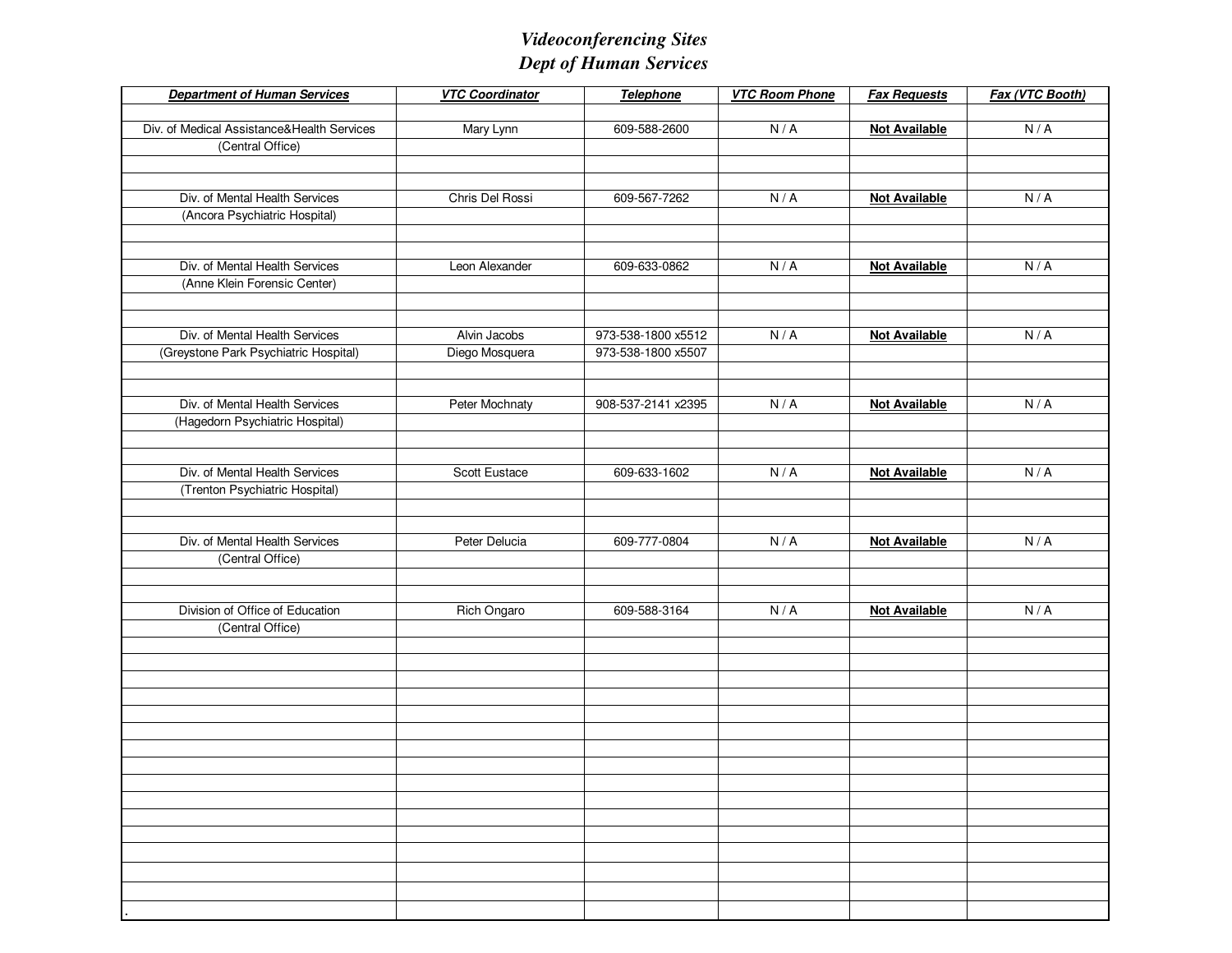## *Videoconferencing Sites*
## *Dept of Human Services*

| ***Department of Human Services*** | ***VTC Coordinator*** | ***Telephone*** | ***VTC Room Phone*** | ***Fax Requests*** | ***Fax (VTC Booth)*** |
|---|---|---|---|---|---|
| | | | | | |
| Div. of Medical Assistance&Health Services | Mary Lynn | 609-588-2600 | N / A | **Not Available** | N / A |
| (Central Office) | | | | | |
| | | | | | |
| | | | | | |
| Div. of Mental Health Services | Chris Del Rossi | 609-567-7262 | N / A | **Not Available** | N / A |
| (Ancora Psychiatric Hospital) | | | | | |
| | | | | | |
| | | | | | |
| Div. of Mental Health Services | Leon Alexander | 609-633-0862 | N / A | **Not Available** | N / A |
| (Anne Klein Forensic Center) | | | | | |
| | | | | | |
| | | | | | |
| Div. of Mental Health Services | Alvin Jacobs | 973-538-1800 x5512 | N / A | **Not Available** | N / A |
| (Greystone Park Psychiatric Hospital) | Diego Mosquera | 973-538-1800 x5507 | | | |
| | | | | | |
| | | | | | |
| Div. of Mental Health Services | Peter Mochnaty | 908-537-2141 x2395 | N / A | **Not Available** | N / A |
| (Hagedorn Psychiatric Hospital) | | | | | |
| | | | | | |
| | | | | | |
| Div. of Mental Health Services | Scott Eustace | 609-633-1602 | N / A | **Not Available** | N / A |
| (Trenton Psychiatric Hospital) | | | | | |
| | | | | | |
| | | | | | |
| Div. of Mental Health Services | Peter Delucia | 609-777-0804 | N / A | **Not Available** | N / A |
| (Central Office) | | | | | |
| | | | | | |
| | | | | | |
| Division of Office of Education | Rich Ongaro | 609-588-3164 | N / A | **Not Available** | N / A |
| (Central Office) | | | | | |
| | | | | | |
| | | | | | |
| | | | | | |
| | | | | | |
| | | | | | |
| | | | | | |
| | | | | | |
| | | | | | |
| | | | | | |
| | | | | | |
| | | | | | |
| | | | | | |
| | | | | | |
| | | | | | |
| | | | | | |
| . | | | | | |